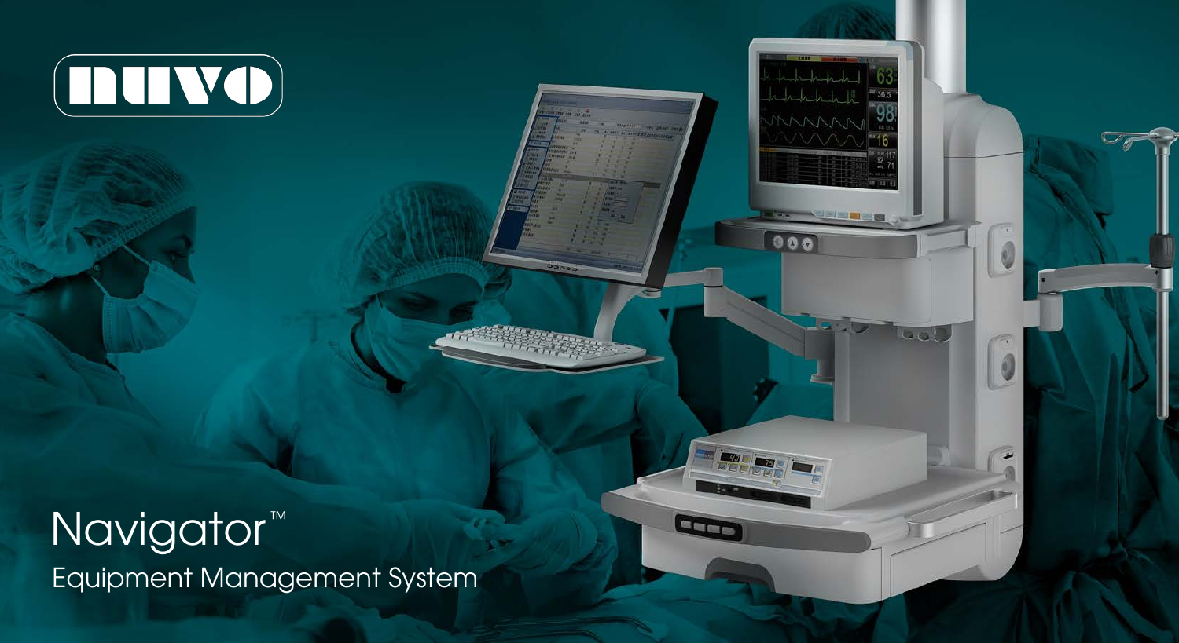nuvo

# Navigator™

## Equipment Management System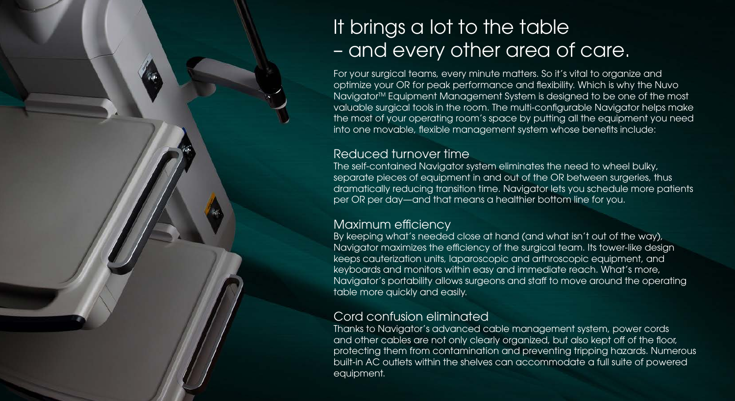# It brings a lot to the table – and every other area of care.

For your surgical teams, every minute matters. So it's vital to organize and optimize your OR for peak performance and flexibility. Which is why the Nuvo Navigator™ Equipment Management System is designed to be one of the most valuable surgical tools in the room. The multi-configurable Navigator helps make the most of your operating room's space by putting all the equipment you need into one movable, flexible management system whose benefits include:

## Reduced turnover time

The self-contained Navigator system eliminates the need to wheel bulky, separate pieces of equipment in and out of the OR between surgeries, thus dramatically reducing transition time. Navigator lets you schedule more patients per OR per day—and that means a healthier bottom line for you.

## Maximum efficiency

By keeping what's needed close at hand (and what isn't out of the way), Navigator maximizes the efficiency of the surgical team. Its tower-like design keeps cauterization units, laparoscopic and arthroscopic equipment, and keyboards and monitors within easy and immediate reach. What's more, Navigator's portability allows surgeons and staff to move around the operating table more quickly and easily.

## Cord confusion eliminated

Thanks to Navigator's advanced cable management system, power cords and other cables are not only clearly organized, but also kept off of the floor, protecting them from contamination and preventing tripping hazards. Numerous built-in AC outlets within the shelves can accommodate a full suite of powered equipment.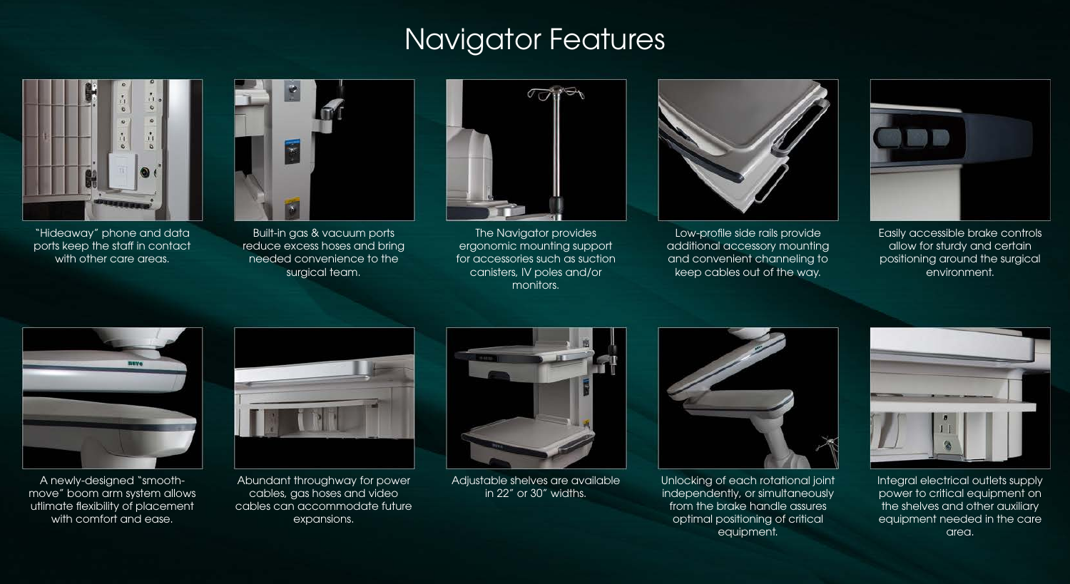# Navigator Features

"Hideaway" phone and data ports keep the staff in contact with other care areas.

Built-in gas & vacuum ports reduce excess hoses and bring needed convenience to the surgical team.

The Navigator provides ergonomic mounting support for accessories such as suction canisters, IV poles and/or monitors.

Low-profile side rails provide additional accessory mounting and convenient channeling to keep cables out of the way.

Easily accessible brake controls allow for sturdy and certain positioning around the surgical environment.

A newly-designed "smooth-move" boom arm system allows ultimate flexibility of placement with comfort and ease.

Abundant throughway for power cables, gas hoses and video cables can accommodate future expansions.

Adjustable shelves are available in 22" or 30" widths.

Unlocking of each rotational joint independently, or simultaneously from the brake handle assures optimal positioning of critical equipment.

Integral electrical outlets supply power to critical equipment on the shelves and other auxiliary equipment needed in the care area.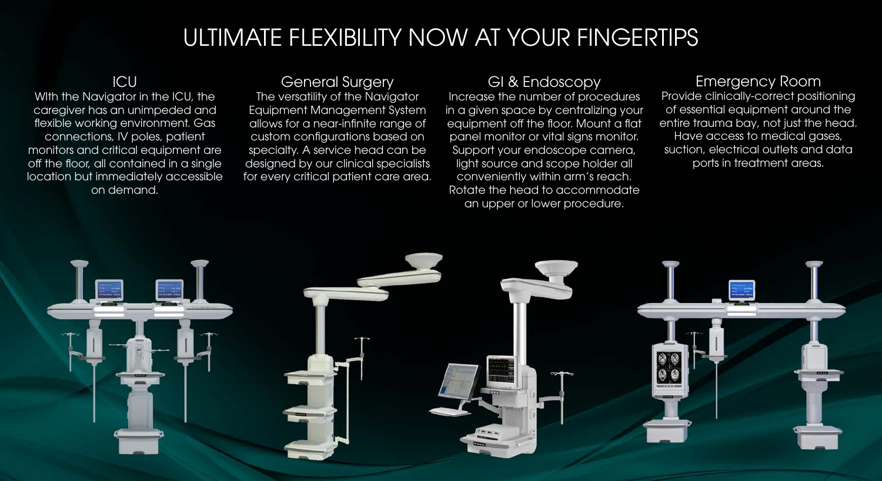# ULTIMATE FLEXIBILITY NOW AT YOUR FINGERTIPS

## ICU

WIth the Navigator in the ICU, the caregiver has an unimpeded and flexible working environment. Gas connections, IV poles, patient monitors and critical equipment are off the floor, all contained in a single location but immediately accessible on demand.

## General Surgery

The versatility of the Navigator Equipment Management System allows for a near-infinite range of custom configurations based on specialty. A service head can be designed by our clinical specialists for every critical patient care area.

## GI & Endoscopy

Increase the number of procedures in a given space by centralizing your equipment off the floor. Mount a flat panel monitor or vital signs monitor. Support your endoscope camera, light source and scope holder all conveniently within arm's reach. Rotate the head to accommodate an upper or lower procedure.

## Emergency Room

Provide clinically-correct positioning of essential equipment around the entire trauma bay, not just the head. Have access to medical gases, suction, electrical outlets and data ports in treatment areas.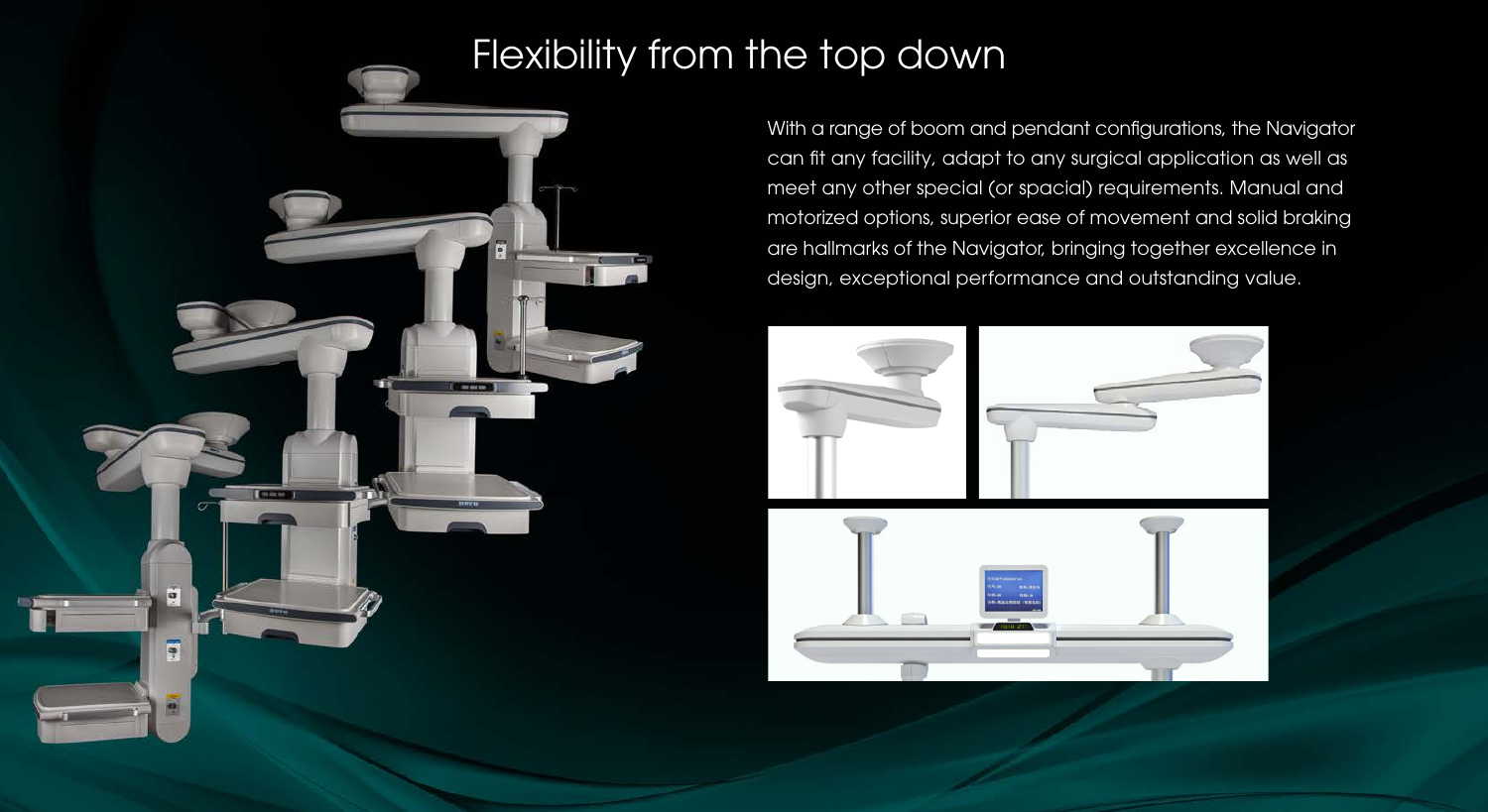# Flexibility from the top down

With a range of boom and pendant configurations, the Navigator can fit any facility, adapt to any surgical application as well as meet any other special (or spacial) requirements. Manual and motorized options, superior ease of movement and solid braking are hallmarks of the Navigator, bringing together excellence in design, exceptional performance and outstanding value.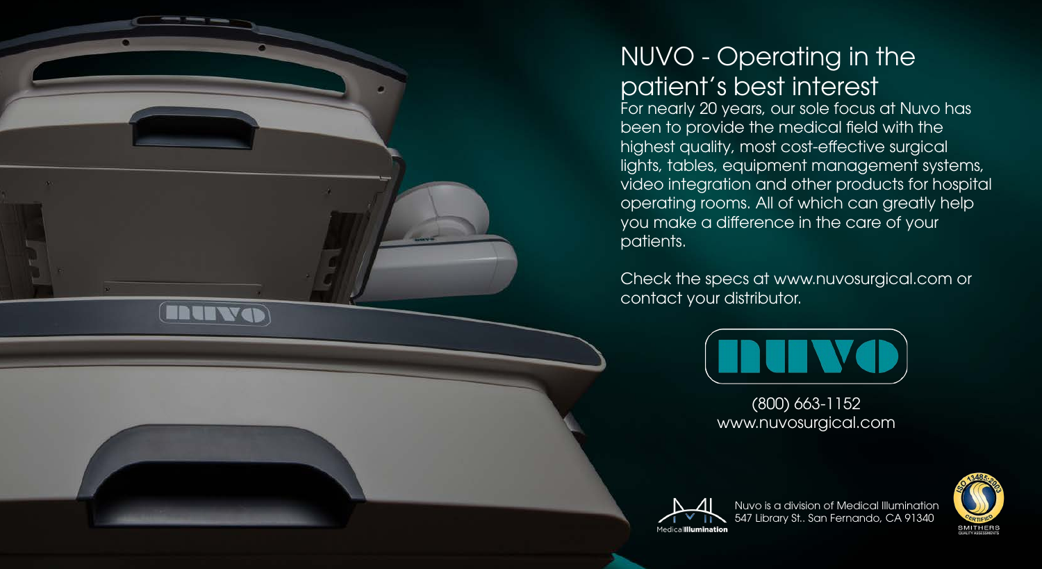# NUVO - Operating in the patient's best interest

For nearly 20 years, our sole focus at Nuvo has been to provide the medical field with the highest quality, most cost-effective surgical lights, tables, equipment management systems, video integration and other products for hospital operating rooms. All of which can greatly help you make a difference in the care of your patients.

Check the specs at www.nuvosurgical.com or contact your distributor.

nuvo

(800) 663-1152
www.nuvosurgical.com

Medical Illumination

Nuvo is a division of Medical Illumination
547 Library St.. San Fernando, CA 91340

ISO 13485:2003 CERTIFIED
SMITHERS QUALITY ASSESSMENTS